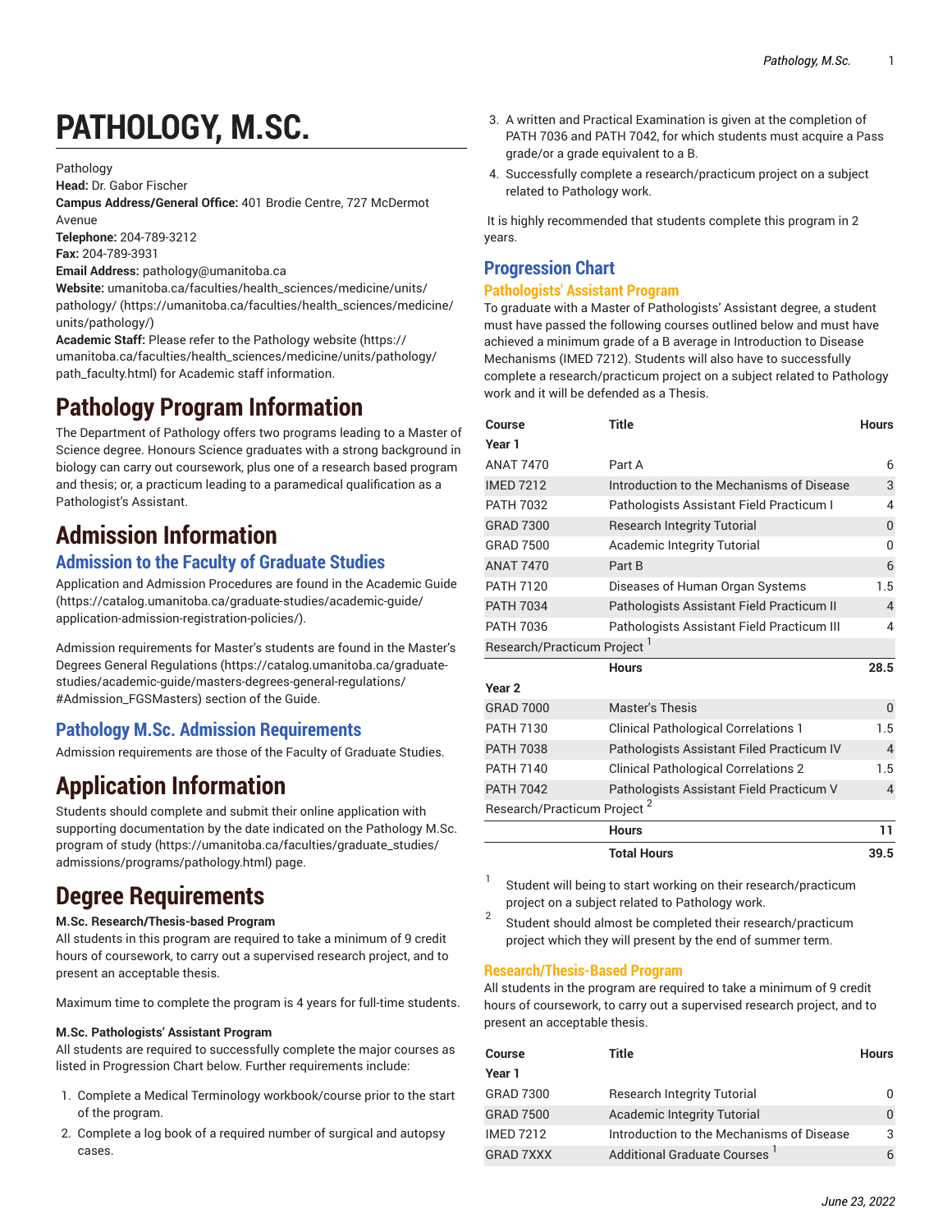# PATHOLOGY, M.SC.

Pathology
**Head:** Dr. Gabor Fischer
**Campus Address/General Office:** 401 Brodie Centre, 727 McDermot Avenue
**Telephone:** 204-789-3212
**Fax:** 204-789-3931
**Email Address:** pathology@umanitoba.ca
**Website:** umanitoba.ca/faculties/health_sciences/medicine/units/pathology/ (https://umanitoba.ca/faculties/health_sciences/medicine/units/pathology/)
**Academic Staff:** Please refer to the Pathology website (https://umanitoba.ca/faculties/health_sciences/medicine/units/pathology/path_faculty.html) for Academic staff information.

# Pathology Program Information

The Department of Pathology offers two programs leading to a Master of Science degree. Honours Science graduates with a strong background in biology can carry out coursework, plus one of a research based program and thesis; or, a practicum leading to a paramedical qualification as a Pathologist's Assistant.

# Admission Information

## Admission to the Faculty of Graduate Studies

Application and Admission Procedures are found in the Academic Guide (https://catalog.umanitoba.ca/graduate-studies/academic-guide/application-admission-registration-policies/).

Admission requirements for Master's students are found in the Master's Degrees General Regulations (https://catalog.umanitoba.ca/graduate-studies/academic-guide/masters-degrees-general-regulations/#Admission_FGSMasters) section of the Guide.

## Pathology M.Sc. Admission Requirements

Admission requirements are those of the Faculty of Graduate Studies.

# Application Information

Students should complete and submit their online application with supporting documentation by the date indicated on the Pathology M.Sc. program of study (https://umanitoba.ca/faculties/graduate_studies/admissions/programs/pathology.html) page.

# Degree Requirements

**M.Sc. Research/Thesis-based Program**

All students in this program are required to take a minimum of 9 credit hours of coursework, to carry out a supervised research project, and to present an acceptable thesis.

Maximum time to complete the program is 4 years for full-time students.

**M.Sc. Pathologists' Assistant Program**

All students are required to successfully complete the major courses as listed in Progression Chart below. Further requirements include:

1. Complete a Medical Terminology workbook/course prior to the start of the program.
2. Complete a log book of a required number of surgical and autopsy cases.
3. A written and Practical Examination is given at the completion of PATH 7036 and PATH 7042, for which students must acquire a Pass grade/or a grade equivalent to a B.
4. Successfully complete a research/practicum project on a subject related to Pathology work.

It is highly recommended that students complete this program in 2 years.

## Progression Chart

### Pathologists' Assistant Program

To graduate with a Master of Pathologists' Assistant degree, a student must have passed the following courses outlined below and must have achieved a minimum grade of a B average in Introduction to Disease Mechanisms (IMED 7212). Students will also have to successfully complete a research/practicum project on a subject related to Pathology work and it will be defended as a Thesis.

| Course | Title | Hours |
|---|---|---|
| **Year 1** | | |
| ANAT 7470 | Part A | 6 |
| IMED 7212 | Introduction to the Mechanisms of Disease | 3 |
| PATH 7032 | Pathologists Assistant Field Practicum I | 4 |
| GRAD 7300 | Research Integrity Tutorial | 0 |
| GRAD 7500 | Academic Integrity Tutorial | 0 |
| ANAT 7470 | Part B | 6 |
| PATH 7120 | Diseases of Human Organ Systems | 1.5 |
| PATH 7034 | Pathologists Assistant Field Practicum II | 4 |
| PATH 7036 | Pathologists Assistant Field Practicum III | 4 |
| Research/Practicum Project [1] | | |
| | **Hours** | **28.5** |
| **Year 2** | | |
| GRAD 7000 | Master's Thesis | 0 |
| PATH 7130 | Clinical Pathological Correlations 1 | 1.5 |
| PATH 7038 | Pathologists Assistant Filed Practicum IV | 4 |
| PATH 7140 | Clinical Pathological Correlations 2 | 1.5 |
| PATH 7042 | Pathologists Assistant Field Practicum V | 4 |
| Research/Practicum Project [2] | | |
| | **Hours** | **11** |
| | **Total Hours** | **39.5** |

1. Student will being to start working on their research/practicum project on a subject related to Pathology work.
2. Student should almost be completed their research/practicum project which they will present by the end of summer term.

### Research/Thesis-Based Program

All students in the program are required to take a minimum of 9 credit hours of coursework, to carry out a supervised research project, and to present an acceptable thesis.

| Course | Title | Hours |
|---|---|---|
| **Year 1** | | |
| GRAD 7300 | Research Integrity Tutorial | 0 |
| GRAD 7500 | Academic Integrity Tutorial | 0 |
| IMED 7212 | Introduction to the Mechanisms of Disease | 3 |
| GRAD 7XXX | Additional Graduate Courses [1] | 6 |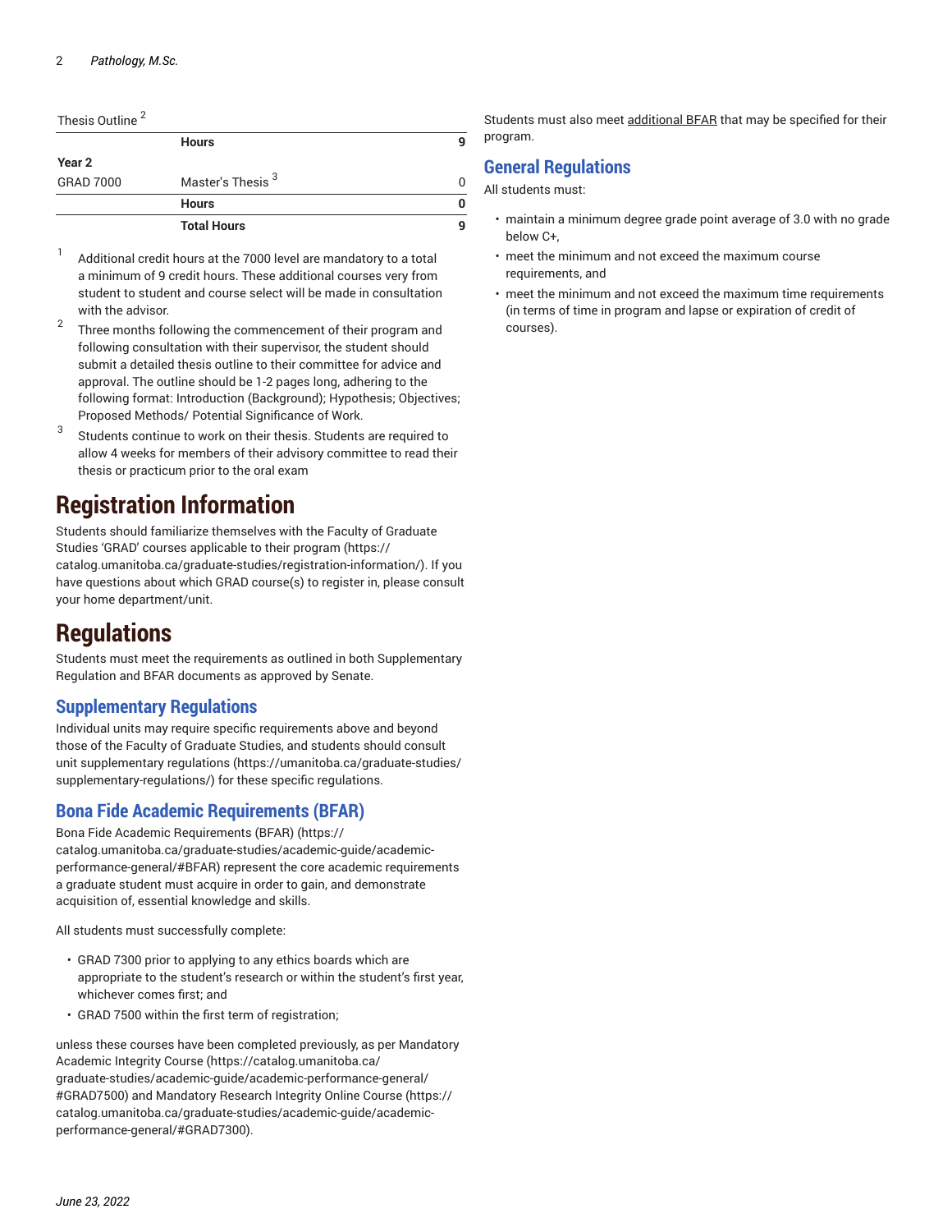| | | |
|---|---|---|
| Thesis Outline [2] | | |
| | **Hours** | **9** |
| **Year 2** | | |
| GRAD 7000 | Master's Thesis [3] | 0 |
| | **Hours** | **0** |
| | **Total Hours** | **9** |

1. Additional credit hours at the 7000 level are mandatory to a total a minimum of 9 credit hours. These additional courses very from student to student and course select will be made in consultation with the advisor.
2. Three months following the commencement of their program and following consultation with their supervisor, the student should submit a detailed thesis outline to their committee for advice and approval. The outline should be 1-2 pages long, adhering to the following format: Introduction (Background); Hypothesis; Objectives; Proposed Methods/ Potential Significance of Work.
3. Students continue to work on their thesis. Students are required to allow 4 weeks for members of their advisory committee to read their thesis or practicum prior to the oral exam

# Registration Information

Students should familiarize themselves with the Faculty of Graduate Studies 'GRAD' courses applicable to their program (https://catalog.umanitoba.ca/graduate-studies/registration-information/). If you have questions about which GRAD course(s) to register in, please consult your home department/unit.

# Regulations

Students must meet the requirements as outlined in both Supplementary Regulation and BFAR documents as approved by Senate.

## Supplementary Regulations

Individual units may require specific requirements above and beyond those of the Faculty of Graduate Studies, and students should consult unit supplementary regulations (https://umanitoba.ca/graduate-studies/supplementary-regulations/) for these specific regulations.

## Bona Fide Academic Requirements (BFAR)

Bona Fide Academic Requirements (BFAR) (https://catalog.umanitoba.ca/graduate-studies/academic-guide/academic-performance-general/#BFAR) represent the core academic requirements a graduate student must acquire in order to gain, and demonstrate acquisition of, essential knowledge and skills.

All students must successfully complete:

- GRAD 7300 prior to applying to any ethics boards which are appropriate to the student's research or within the student's first year, whichever comes first; and
- GRAD 7500 within the first term of registration;

unless these courses have been completed previously, as per Mandatory Academic Integrity Course (https://catalog.umanitoba.ca/graduate-studies/academic-guide/academic-performance-general/#GRAD7500) and Mandatory Research Integrity Online Course (https://catalog.umanitoba.ca/graduate-studies/academic-guide/academic-performance-general/#GRAD7300).

Students must also meet additional BFAR that may be specified for their program.

## General Regulations

All students must:

- maintain a minimum degree grade point average of 3.0 with no grade below C+,
- meet the minimum and not exceed the maximum course requirements, and
- meet the minimum and not exceed the maximum time requirements (in terms of time in program and lapse or expiration of credit of courses).